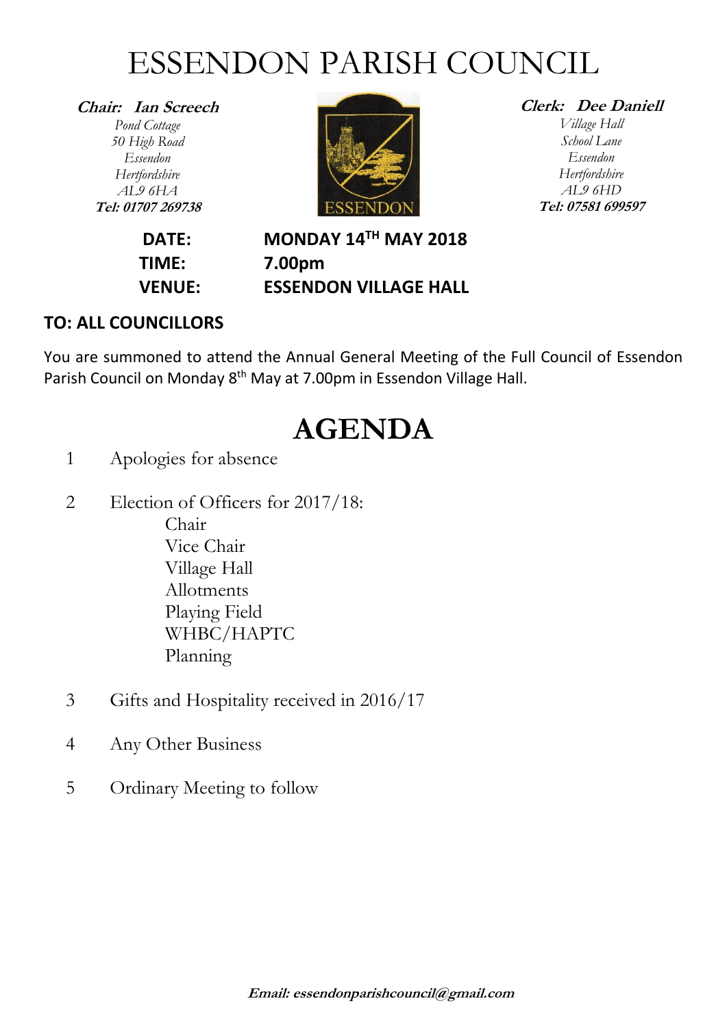# ESSENDON PARISH COUNCIL

***Chair: Ian Screech***
*Pond Cottage*
*50 High Road*
*Essendon*
*Hertfordshire*
*AL9 6HA*
***Tel: 01707 269738***

***Clerk: Dee Daniell***
*Village Hall*
*School Lane*
*Essendon*
*Hertfordshire*
*AL9 6HD*
***Tel: 07581 699597***

**DATE:** **MONDAY 14TH MAY 2018**
**TIME:** **7.00pm**
**VENUE:** **ESSENDON VILLAGE HALL**

**TO: ALL COUNCILLORS**

You are summoned to attend the Annual General Meeting of the Full Council of Essendon Parish Council on Monday 8th May at 7.00pm in Essendon Village Hall.

# AGENDA

1. Apologies for absence

2. Election of Officers for 2017/18:
   - Chair
   - Vice Chair
   - Village Hall
   - Allotments
   - Playing Field
   - WHBC/HAPTC
   - Planning

3. Gifts and Hospitality received in 2016/17

4. Any Other Business

5. Ordinary Meeting to follow

***Email: essendonparishcouncil@gmail.com***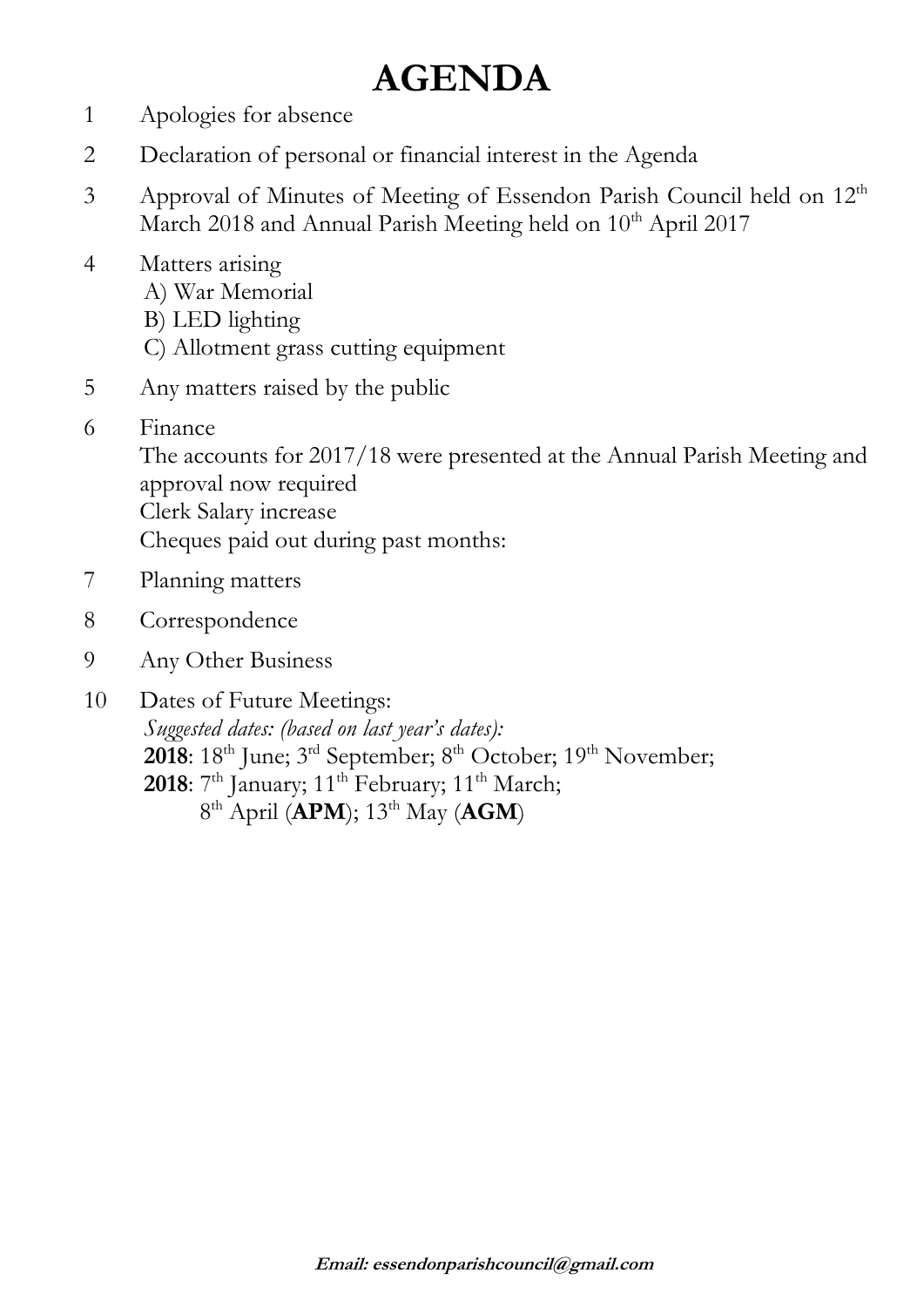# AGENDA

1 Apologies for absence

2 Declaration of personal or financial interest in the Agenda

3 Approval of Minutes of Meeting of Essendon Parish Council held on 12th March 2018 and Annual Parish Meeting held on 10th April 2017

4 Matters arising
   A) War Memorial
   B) LED lighting
   C) Allotment grass cutting equipment

5 Any matters raised by the public

6 Finance
   The accounts for 2017/18 were presented at the Annual Parish Meeting and approval now required
   Clerk Salary increase
   Cheques paid out during past months:

7 Planning matters

8 Correspondence

9 Any Other Business

10 Dates of Future Meetings:
   *Suggested dates: (based on last year's dates):*
   **2018**: 18th June; 3rd September; 8th October; 19th November;
   **2018**: 7th January; 11th February; 11th March;
   8th April (**APM**); 13th May (**AGM**)

**Email: essendonparishcouncil@gmail.com**